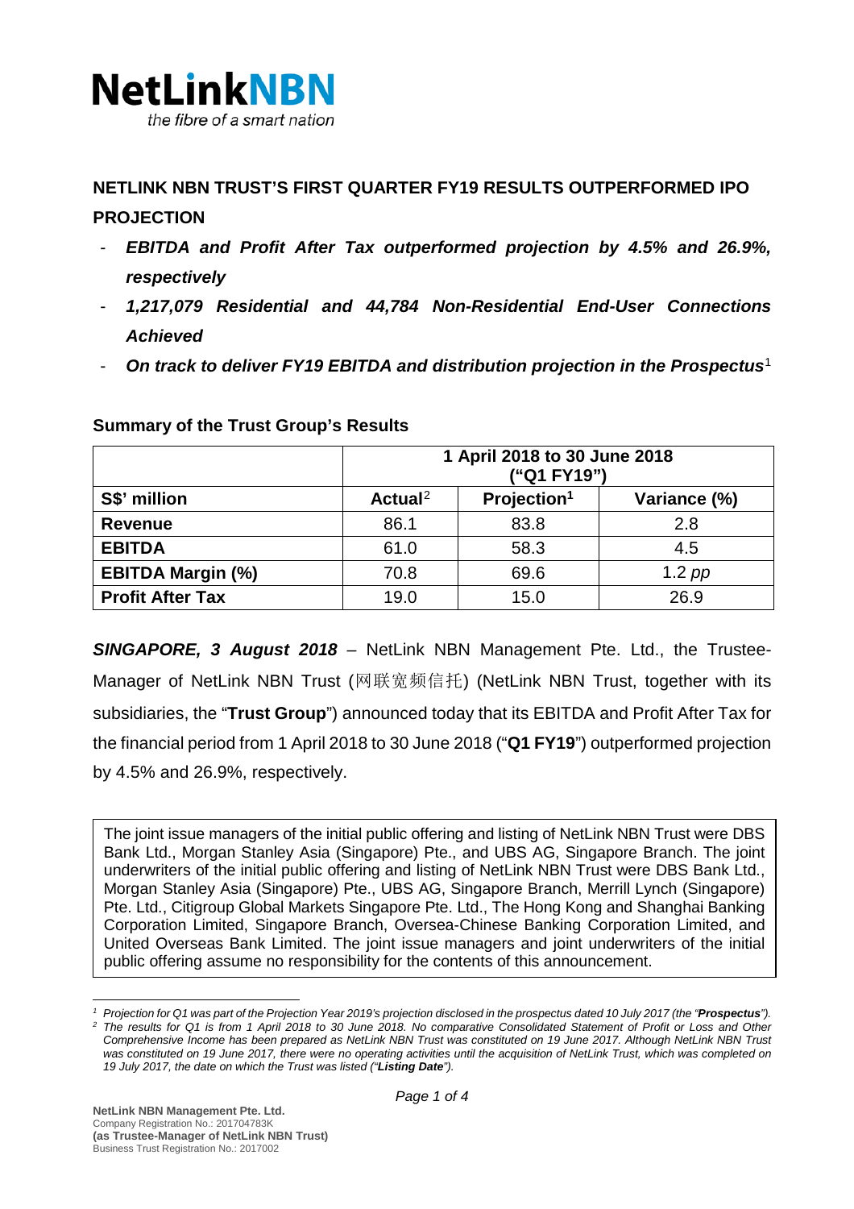**NetLinkNBN**
*the fibre of a smart nation*

# NETLINK NBN TRUST'S FIRST QUARTER FY19 RESULTS OUTPERFORMED IPO PROJECTION

- ***EBITDA and Profit After Tax outperformed projection by 4.5% and 26.9%, respectively***
- ***1,217,079 Residential and 44,784 Non-Residential End-User Connections Achieved***
- ***On track to deliver FY19 EBITDA and distribution projection in the Prospectus***[1]

**Summary of the Trust Group's Results**

| | 1 April 2018 to 30 June 2018 ("Q1 FY19") | | |
|---|---|---|---|
| **S$' million** | **Actual**[2] | **Projection**[1] | **Variance (%)** |
| **Revenue** | 86.1 | 83.8 | 2.8 |
| **EBITDA** | 61.0 | 58.3 | 4.5 |
| **EBITDA Margin (%)** | 70.8 | 69.6 | 1.2 *pp* |
| **Profit After Tax** | 19.0 | 15.0 | 26.9 |

***SINGAPORE, 3 August 2018*** – NetLink NBN Management Pte. Ltd., the Trustee-Manager of NetLink NBN Trust (网联宽频信托) (NetLink NBN Trust, together with its subsidiaries, the "**Trust Group**") announced today that its EBITDA and Profit After Tax for the financial period from 1 April 2018 to 30 June 2018 ("**Q1 FY19**") outperformed projection by 4.5% and 26.9%, respectively.

The joint issue managers of the initial public offering and listing of NetLink NBN Trust were DBS Bank Ltd., Morgan Stanley Asia (Singapore) Pte., and UBS AG, Singapore Branch. The joint underwriters of the initial public offering and listing of NetLink NBN Trust were DBS Bank Ltd., Morgan Stanley Asia (Singapore) Pte., UBS AG, Singapore Branch, Merrill Lynch (Singapore) Pte. Ltd., Citigroup Global Markets Singapore Pte. Ltd., The Hong Kong and Shanghai Banking Corporation Limited, Singapore Branch, Oversea-Chinese Banking Corporation Limited, and United Overseas Bank Limited. The joint issue managers and joint underwriters of the initial public offering assume no responsibility for the contents of this announcement.

[1] *Projection for Q1 was part of the Projection Year 2019's projection disclosed in the prospectus dated 10 July 2017 (the "**Prospectus**").*

[2] *The results for Q1 is from 1 April 2018 to 30 June 2018. No comparative Consolidated Statement of Profit or Loss and Other Comprehensive Income has been prepared as NetLink NBN Trust was constituted on 19 June 2017. Although NetLink NBN Trust was constituted on 19 June 2017, there were no operating activities until the acquisition of NetLink Trust, which was completed on 19 July 2017, the date on which the Trust was listed ("**Listing Date**").*

**NetLink NBN Management Pte. Ltd.**
Company Registration No.: 201704783K
**(as Trustee-Manager of NetLink NBN Trust)**
Business Trust Registration No.: 2017002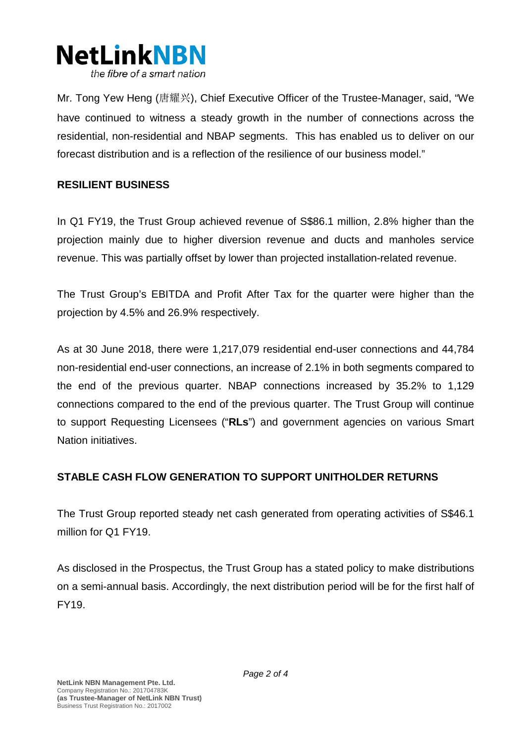Mr. Tong Yew Heng (唐耀兴), Chief Executive Officer of the Trustee-Manager, said, "We have continued to witness a steady growth in the number of connections across the residential, non-residential and NBAP segments. This has enabled us to deliver on our forecast distribution and is a reflection of the resilience of our business model."

**RESILIENT BUSINESS**

In Q1 FY19, the Trust Group achieved revenue of S$86.1 million, 2.8% higher than the projection mainly due to higher diversion revenue and ducts and manholes service revenue. This was partially offset by lower than projected installation-related revenue.

The Trust Group's EBITDA and Profit After Tax for the quarter were higher than the projection by 4.5% and 26.9% respectively.

As at 30 June 2018, there were 1,217,079 residential end-user connections and 44,784 non-residential end-user connections, an increase of 2.1% in both segments compared to the end of the previous quarter. NBAP connections increased by 35.2% to 1,129 connections compared to the end of the previous quarter. The Trust Group will continue to support Requesting Licensees ("**RLs**") and government agencies on various Smart Nation initiatives.

**STABLE CASH FLOW GENERATION TO SUPPORT UNITHOLDER RETURNS**

The Trust Group reported steady net cash generated from operating activities of S$46.1 million for Q1 FY19.

As disclosed in the Prospectus, the Trust Group has a stated policy to make distributions on a semi-annual basis. Accordingly, the next distribution period will be for the first half of FY19.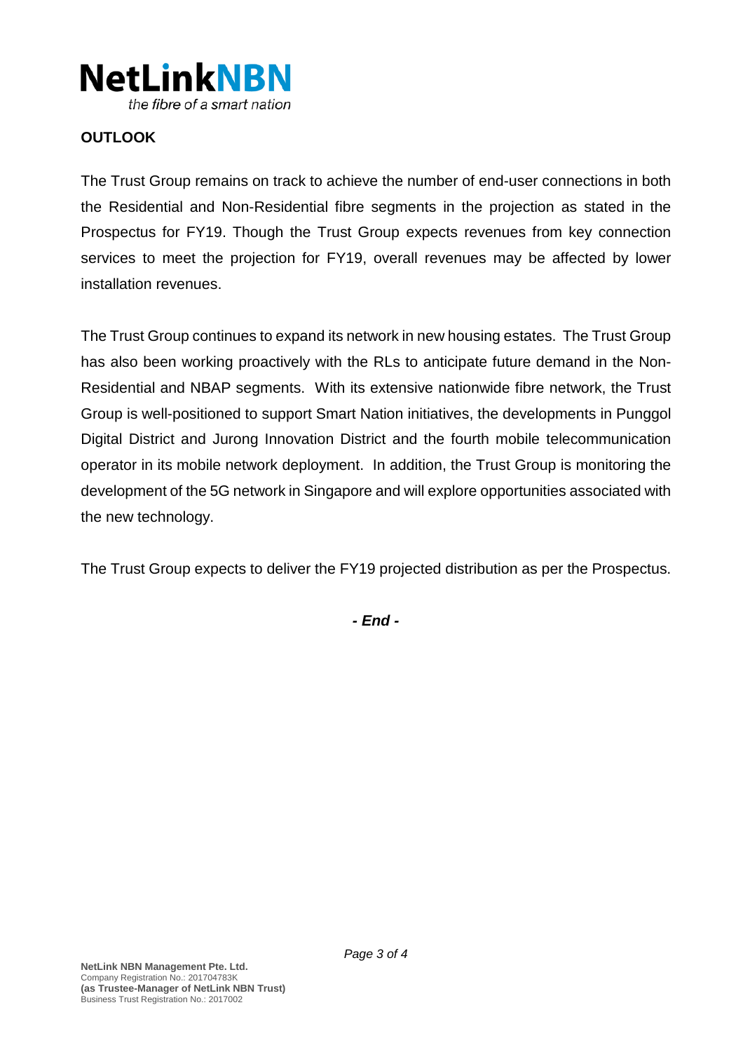## OUTLOOK

The Trust Group remains on track to achieve the number of end-user connections in both the Residential and Non-Residential fibre segments in the projection as stated in the Prospectus for FY19. Though the Trust Group expects revenues from key connection services to meet the projection for FY19, overall revenues may be affected by lower installation revenues.

The Trust Group continues to expand its network in new housing estates. The Trust Group has also been working proactively with the RLs to anticipate future demand in the Non-Residential and NBAP segments. With its extensive nationwide fibre network, the Trust Group is well-positioned to support Smart Nation initiatives, the developments in Punggol Digital District and Jurong Innovation District and the fourth mobile telecommunication operator in its mobile network deployment. In addition, the Trust Group is monitoring the development of the 5G network in Singapore and will explore opportunities associated with the new technology.

The Trust Group expects to deliver the FY19 projected distribution as per the Prospectus.

***- End -***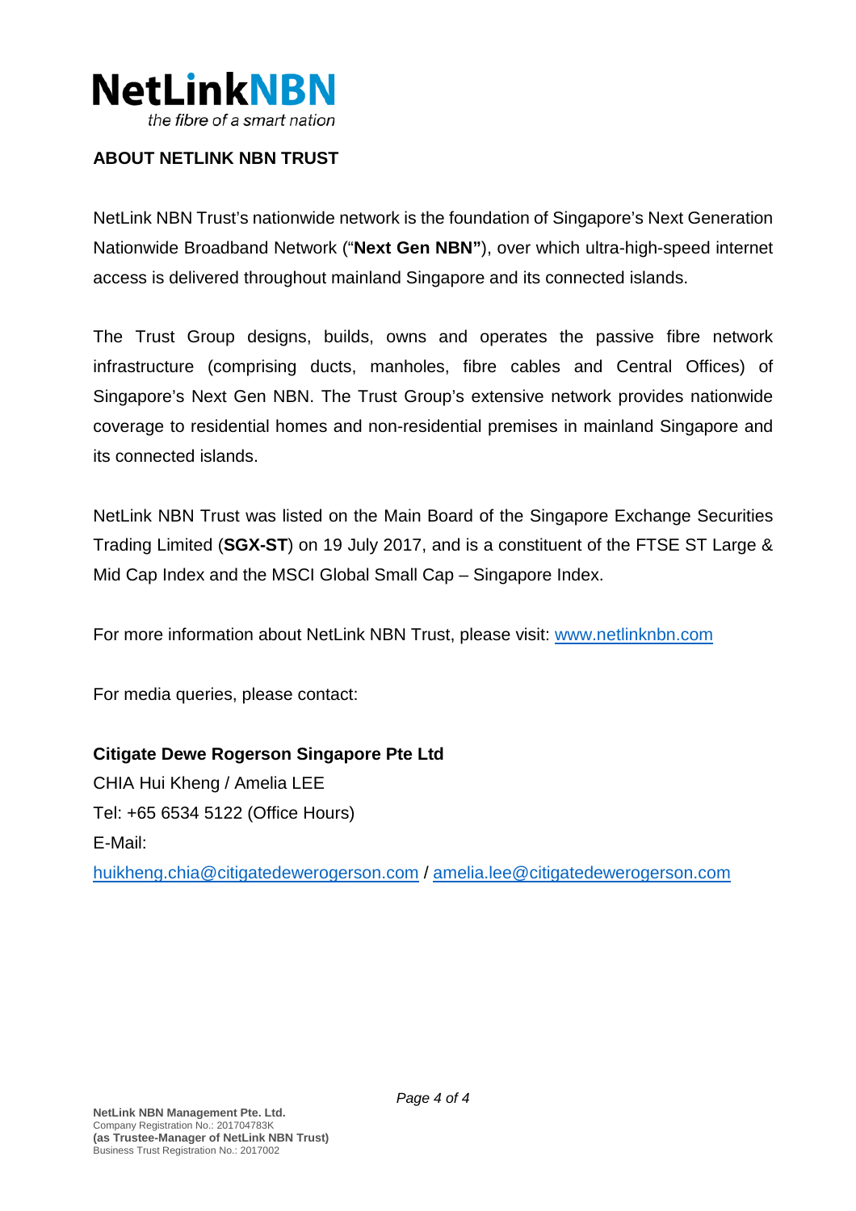NetLinkNBN
*the fibre of a smart nation*

## ABOUT NETLINK NBN TRUST

NetLink NBN Trust's nationwide network is the foundation of Singapore's Next Generation Nationwide Broadband Network ("**Next Gen NBN"**), over which ultra-high-speed internet access is delivered throughout mainland Singapore and its connected islands.

The Trust Group designs, builds, owns and operates the passive fibre network infrastructure (comprising ducts, manholes, fibre cables and Central Offices) of Singapore's Next Gen NBN. The Trust Group's extensive network provides nationwide coverage to residential homes and non-residential premises in mainland Singapore and its connected islands.

NetLink NBN Trust was listed on the Main Board of the Singapore Exchange Securities Trading Limited (**SGX-ST**) on 19 July 2017, and is a constituent of the FTSE ST Large & Mid Cap Index and the MSCI Global Small Cap – Singapore Index.

For more information about NetLink NBN Trust, please visit: www.netlinknbn.com

For media queries, please contact:

**Citigate Dewe Rogerson Singapore Pte Ltd**
CHIA Hui Kheng / Amelia LEE
Tel: +65 6534 5122 (Office Hours)
E-Mail:
huikheng.chia@citigatedewerogerson.com / amelia.lee@citigatedewerogerson.com

**NetLink NBN Management Pte. Ltd.**
Company Registration No.: 201704783K
**(as Trustee-Manager of NetLink NBN Trust)**
Business Trust Registration No.: 2017002